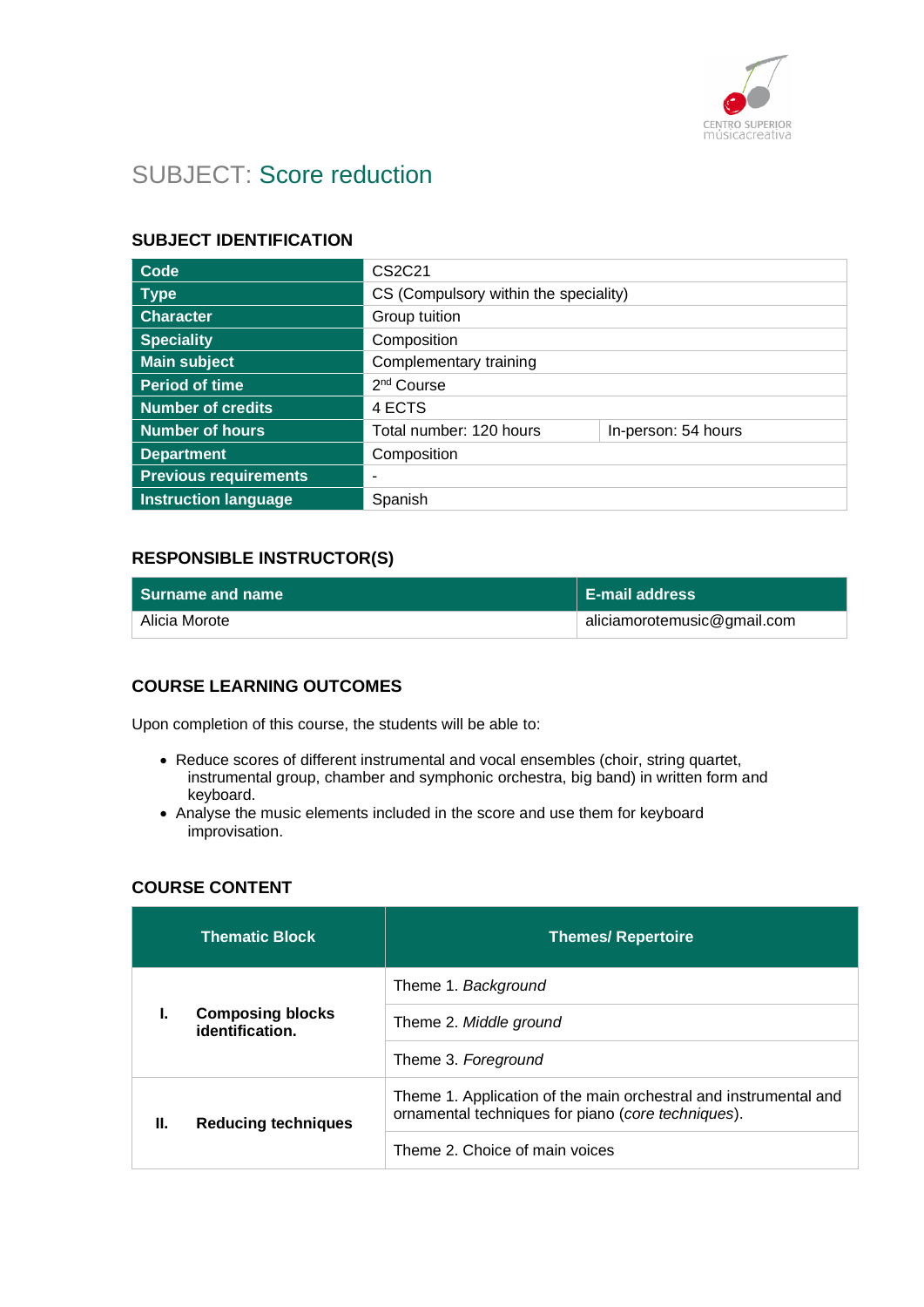# SUBJECT: Score reduction

## SUBJECT IDENTIFICATION

| | | |
|---|---|---|
| **Code** | CS2C21 | |
| **Type** | CS (Compulsory within the speciality) | |
| **Character** | Group tuition | |
| **Speciality** | Composition | |
| **Main subject** | Complementary training | |
| **Period of time** | 2nd Course | |
| **Number of credits** | 4 ECTS | |
| **Number of hours** | Total number: 120 hours | In-person: 54 hours |
| **Department** | Composition | |
| **Previous requirements** | - | |
| **Instruction language** | Spanish | |

## RESPONSIBLE INSTRUCTOR(S)

| Surname and name | E-mail address |
|---|---|
| Alicia Morote | aliciamorotemusic@gmail.com |

## COURSE LEARNING OUTCOMES

Upon completion of this course, the students will be able to:

- Reduce scores of different instrumental and vocal ensembles (choir, string quartet, instrumental group, chamber and symphonic orchestra, big band) in written form and keyboard.
- Analyse the music elements included in the score and use them for keyboard improvisation.

## COURSE CONTENT

| Thematic Block | Themes/ Repertoire |
|---|---|
| **I. Composing blocks identification.** | Theme 1. *Background* |
| | Theme 2. *Middle ground* |
| | Theme 3. *Foreground* |
| **II. Reducing techniques** | Theme 1. Application of the main orchestral and instrumental and ornamental techniques for piano (*core techniques*). |
| | Theme 2. Choice of main voices |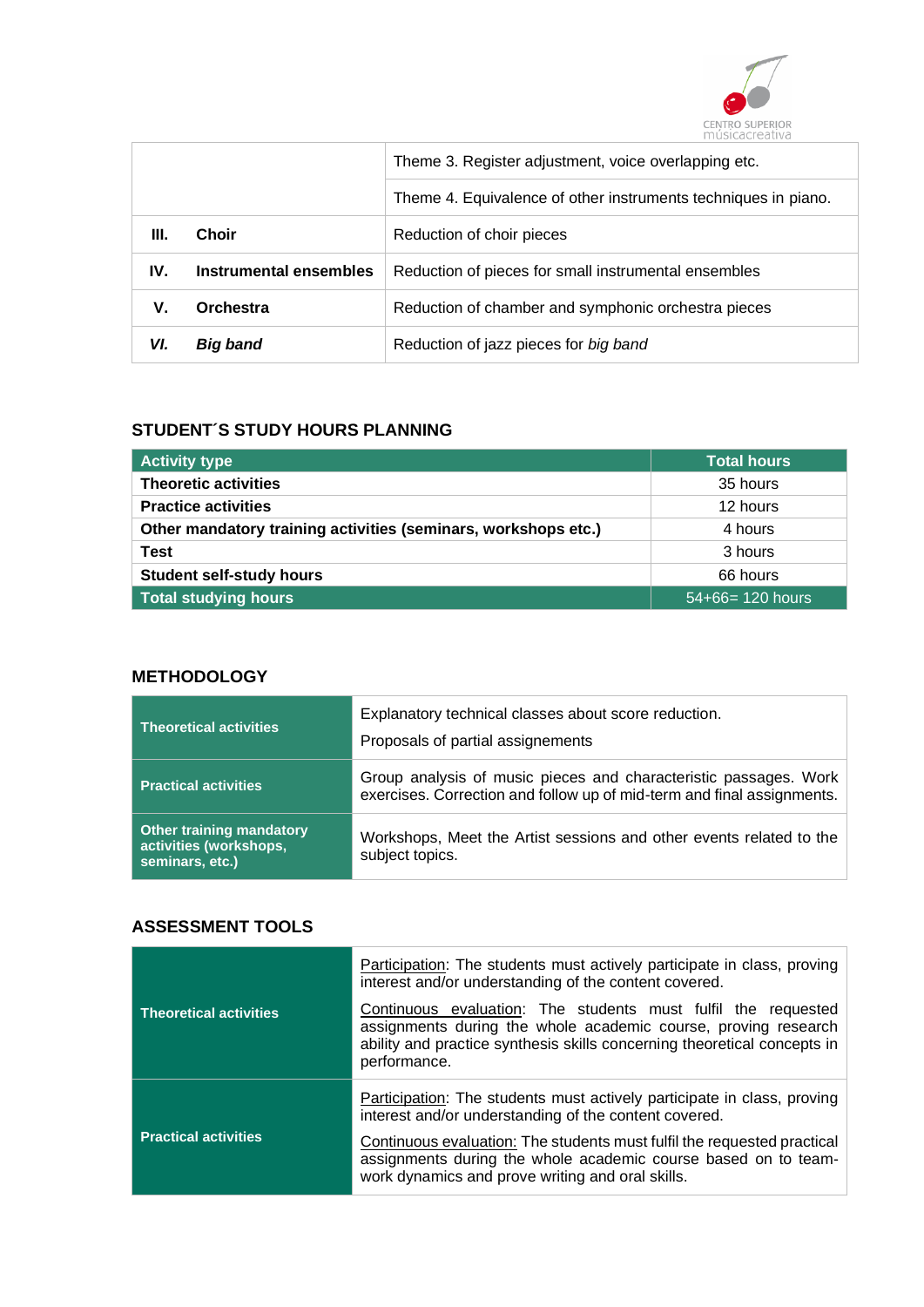| | | |
|---|---|---|
| | | Theme 3. Register adjustment, voice overlapping etc. |
| | | Theme 4. Equivalence of other instruments techniques in piano. |
| **III.** | **Choir** | Reduction of choir pieces |
| **IV.** | **Instrumental ensembles** | Reduction of pieces for small instrumental ensembles |
| **V.** | **Orchestra** | Reduction of chamber and symphonic orchestra pieces |
| ***VI.*** | ***Big band*** | Reduction of jazz pieces for *big band* |

### STUDENT´S STUDY HOURS PLANNING

| Activity type | Total hours |
|---|---|
| **Theoretic activities** | 35 hours |
| **Practice activities** | 12 hours |
| **Other mandatory training activities (seminars, workshops etc.)** | 4 hours |
| **Test** | 3 hours |
| **Student self-study hours** | 66 hours |
| **Total studying hours** | 54+66= 120 hours |

### METHODOLOGY

| | |
|---|---|
| **Theoretical activities** | Explanatory technical classes about score reduction.<br>Proposals of partial assignements |
| **Practical activities** | Group analysis of music pieces and characteristic passages. Work exercises. Correction and follow up of mid-term and final assignments. |
| **Other training mandatory activities (workshops, seminars, etc.)** | Workshops, Meet the Artist sessions and other events related to the subject topics. |

### ASSESSMENT TOOLS

| | |
|---|---|
| **Theoretical activities** | Participation: The students must actively participate in class, proving interest and/or understanding of the content covered.<br>Continuous evaluation: The students must fulfil the requested assignments during the whole academic course, proving research ability and practice synthesis skills concerning theoretical concepts in performance. |
| **Practical activities** | Participation: The students must actively participate in class, proving interest and/or understanding of the content covered.<br>Continuous evaluation: The students must fulfil the requested practical assignments during the whole academic course based on to team-work dynamics and prove writing and oral skills. |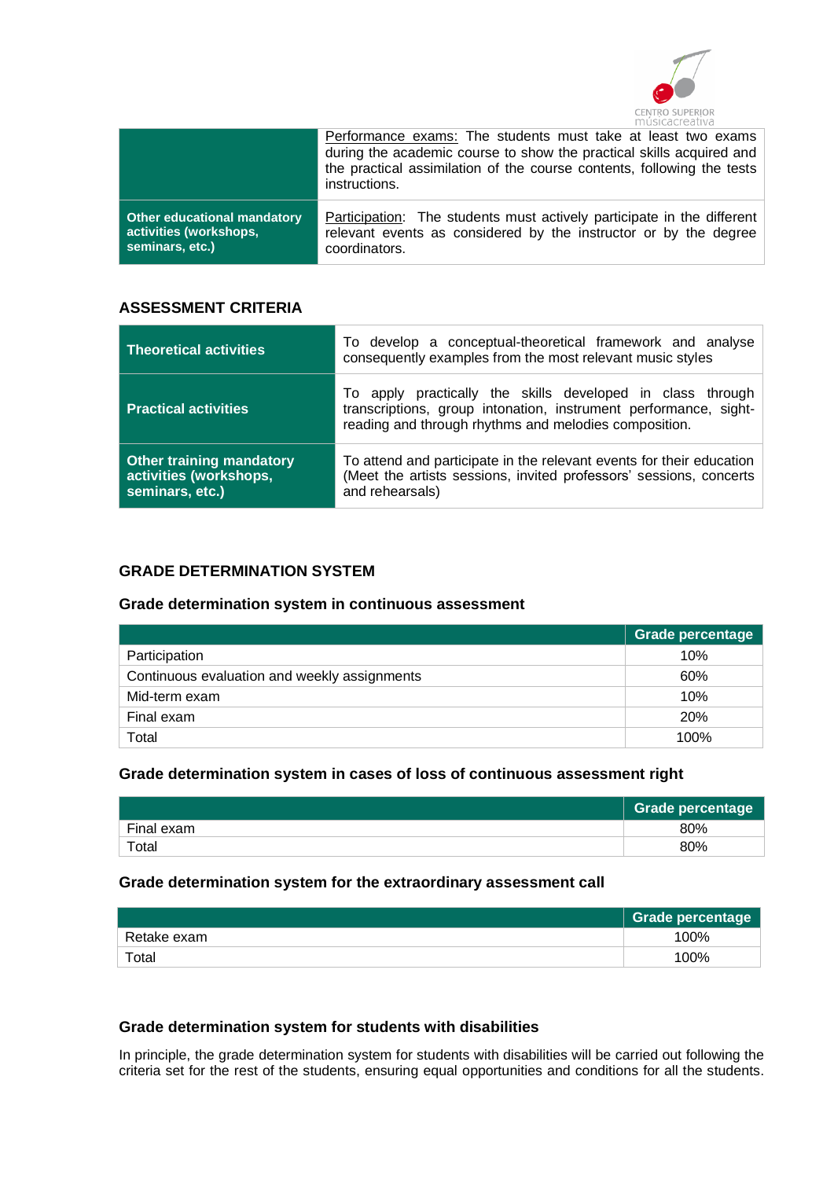| | |
|---|---|
| | Performance exams: The students must take at least two exams during the academic course to show the practical skills acquired and the practical assimilation of the course contents, following the tests instructions. |
| **Other educational mandatory activities (workshops, seminars, etc.)** | Participation: The students must actively participate in the different relevant events as considered by the instructor or by the degree coordinators. |

### ASSESSMENT CRITERIA

| | |
|---|---|
| **Theoretical activities** | To develop a conceptual-theoretical framework and analyse consequently examples from the most relevant music styles |
| **Practical activities** | To apply practically the skills developed in class through transcriptions, group intonation, instrument performance, sight-reading and through rhythms and melodies composition. |
| **Other training mandatory activities (workshops, seminars, etc.)** | To attend and participate in the relevant events for their education (Meet the artists sessions, invited professors' sessions, concerts and rehearsals) |

### GRADE DETERMINATION SYSTEM

#### Grade determination system in continuous assessment

| | Grade percentage |
|---|---|
| Participation | 10% |
| Continuous evaluation and weekly assignments | 60% |
| Mid-term exam | 10% |
| Final exam | 20% |
| Total | 100% |

#### Grade determination system in cases of loss of continuous assessment right

| | Grade percentage |
|---|---|
| Final exam | 80% |
| Total | 80% |

#### Grade determination system for the extraordinary assessment call

| | Grade percentage |
|---|---|
| Retake exam | 100% |
| Total | 100% |

#### Grade determination system for students with disabilities

In principle, the grade determination system for students with disabilities will be carried out following the criteria set for the rest of the students, ensuring equal opportunities and conditions for all the students.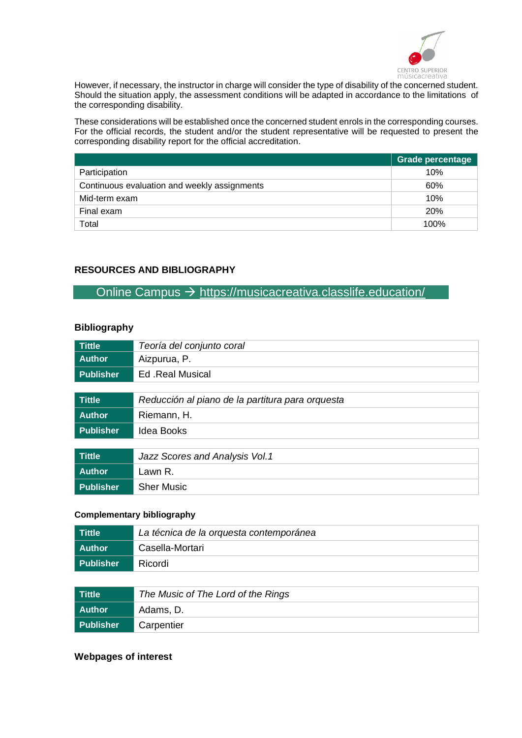However, if necessary, the instructor in charge will consider the type of disability of the concerned student. Should the situation apply, the assessment conditions will be adapted in accordance to the limitations of the corresponding disability.

These considerations will be established once the concerned student enrols in the corresponding courses. For the official records, the student and/or the student representative will be requested to present the corresponding disability report for the official accreditation.

| | Grade percentage |
|---|---|
| Participation | 10% |
| Continuous evaluation and weekly assignments | 60% |
| Mid-term exam | 10% |
| Final exam | 20% |
| Total | 100% |

## RESOURCES AND BIBLIOGRAPHY

Online Campus → https://musicacreativa.classlife.education/

### Bibliography

| | |
|---|---|
| **Tittle** | *Teoría del conjunto coral* |
| **Author** | Aizpurua, P. |
| **Publisher** | Ed .Real Musical |

| | |
|---|---|
| **Tittle** | *Reducción al piano de la partitura para orquesta* |
| **Author** | Riemann, H. |
| **Publisher** | Idea Books |

| | |
|---|---|
| **Tittle** | *Jazz Scores and Analysis Vol.1* |
| **Author** | Lawn R. |
| **Publisher** | Sher Music |

#### Complementary bibliography

| | |
|---|---|
| **Tittle** | *La técnica de la orquesta contemporánea* |
| **Author** | Casella-Mortari |
| **Publisher** | Ricordi |

| | |
|---|---|
| **Tittle** | *The Music of The Lord of the Rings* |
| **Author** | Adams, D. |
| **Publisher** | Carpentier |

### Webpages of interest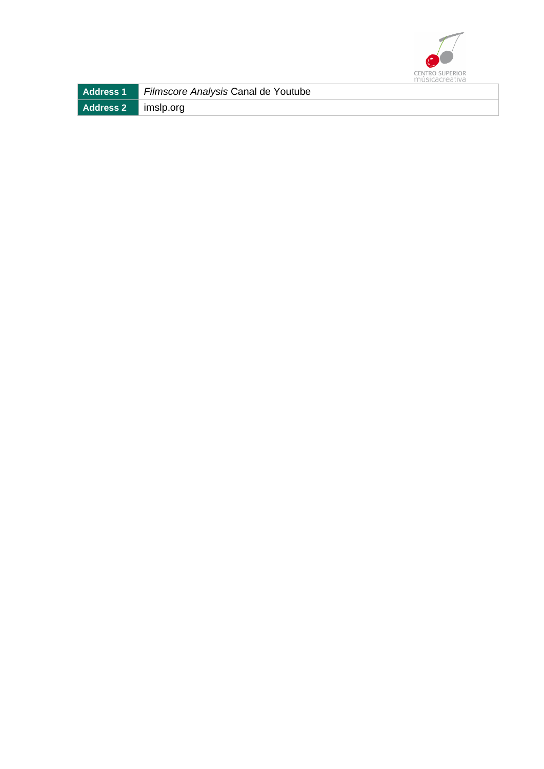| | |
|---|---|
| **Address 1** | *Filmscore Analysis* Canal de Youtube |
| **Address 2** | imslp.org |